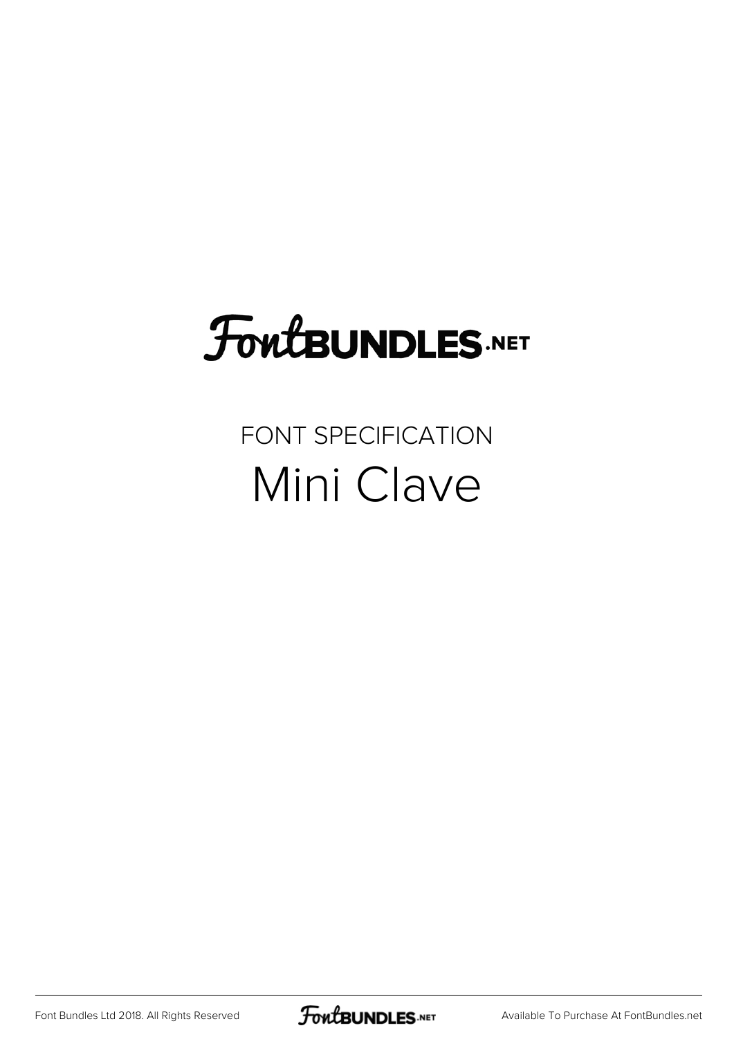# FontBUNDLES.NET

FONT SPECIFICATION

## Mini Clave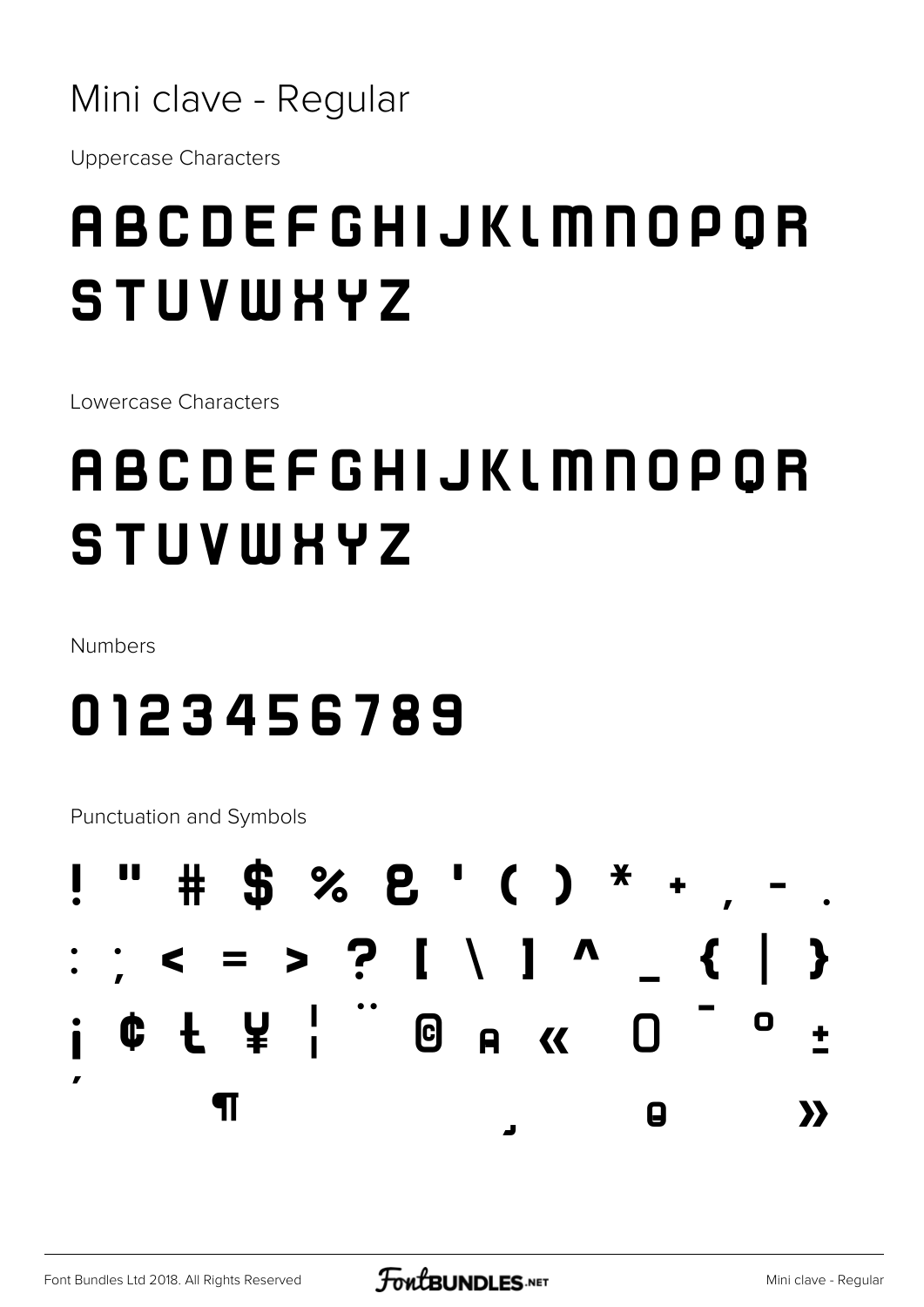# Mini clave - Regular

Uppercase Characters

## ABCDEFGHIJKLMNOPQR STUVWXYZ

Lowercase Characters

## ABCDEFGHIJKLMNOPQR STUVWXYZ

Numbers

## 0123456789

Punctuation and Symbols

## ! " # $ % & ' ( ) * + , - . : ; < = > ? [ \ ] ^ _ { | } ¡ ¢ Ł ¥ ¦ ¨ © ª « ¯ ° ± ´ ¶ ¸ º »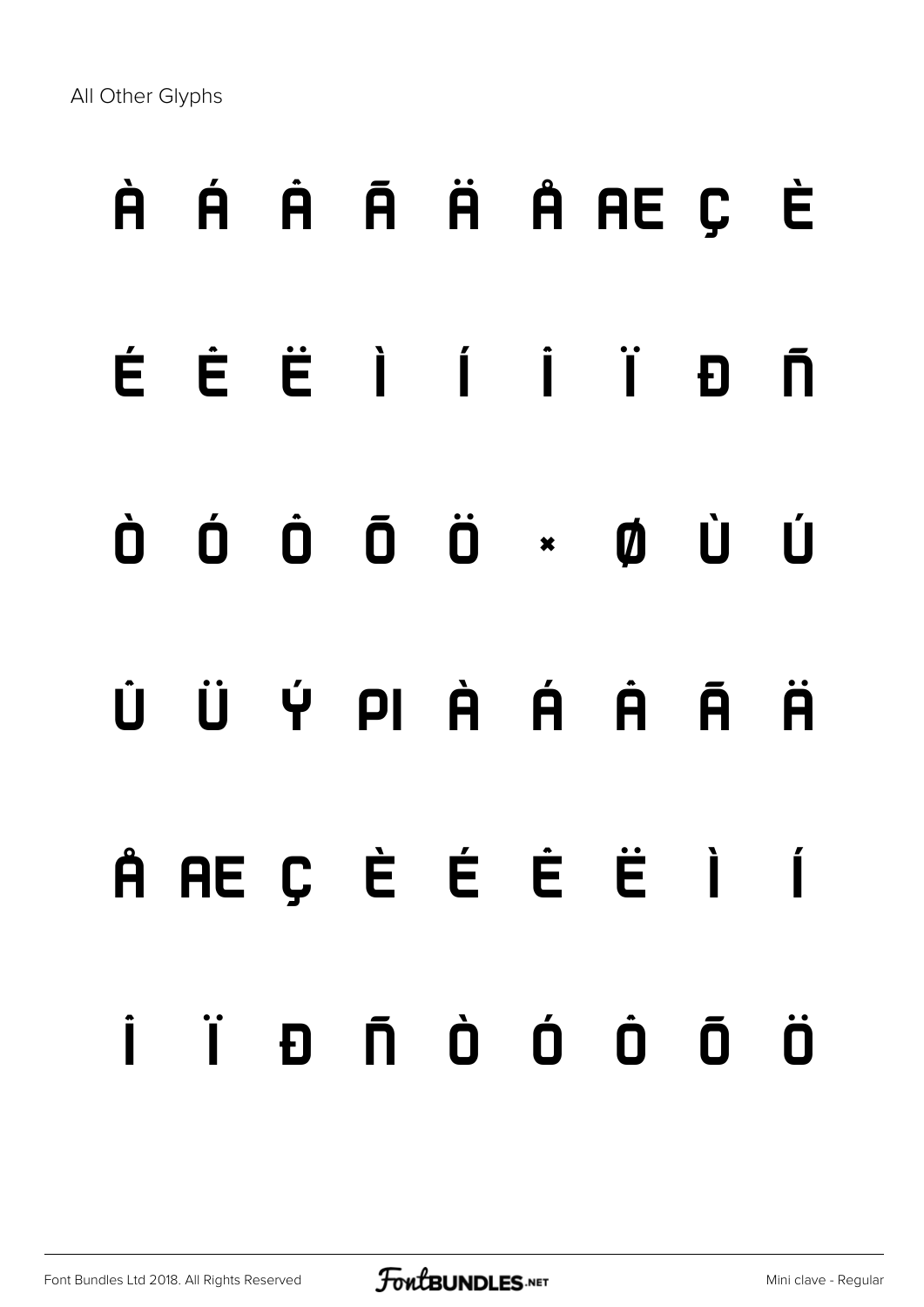All Other Glyphs

À Á Â Ã Ä Å Æ Ç È

É Ê Ë Ì Í Î Ï Ð Ñ

Ò Ó Ô Õ Ö × Ø Ù Ú

Û Ü Ý Þ à á â ã ä

å æ ç è é ê ë ì í

î ï ð ñ ò ó ô õ ö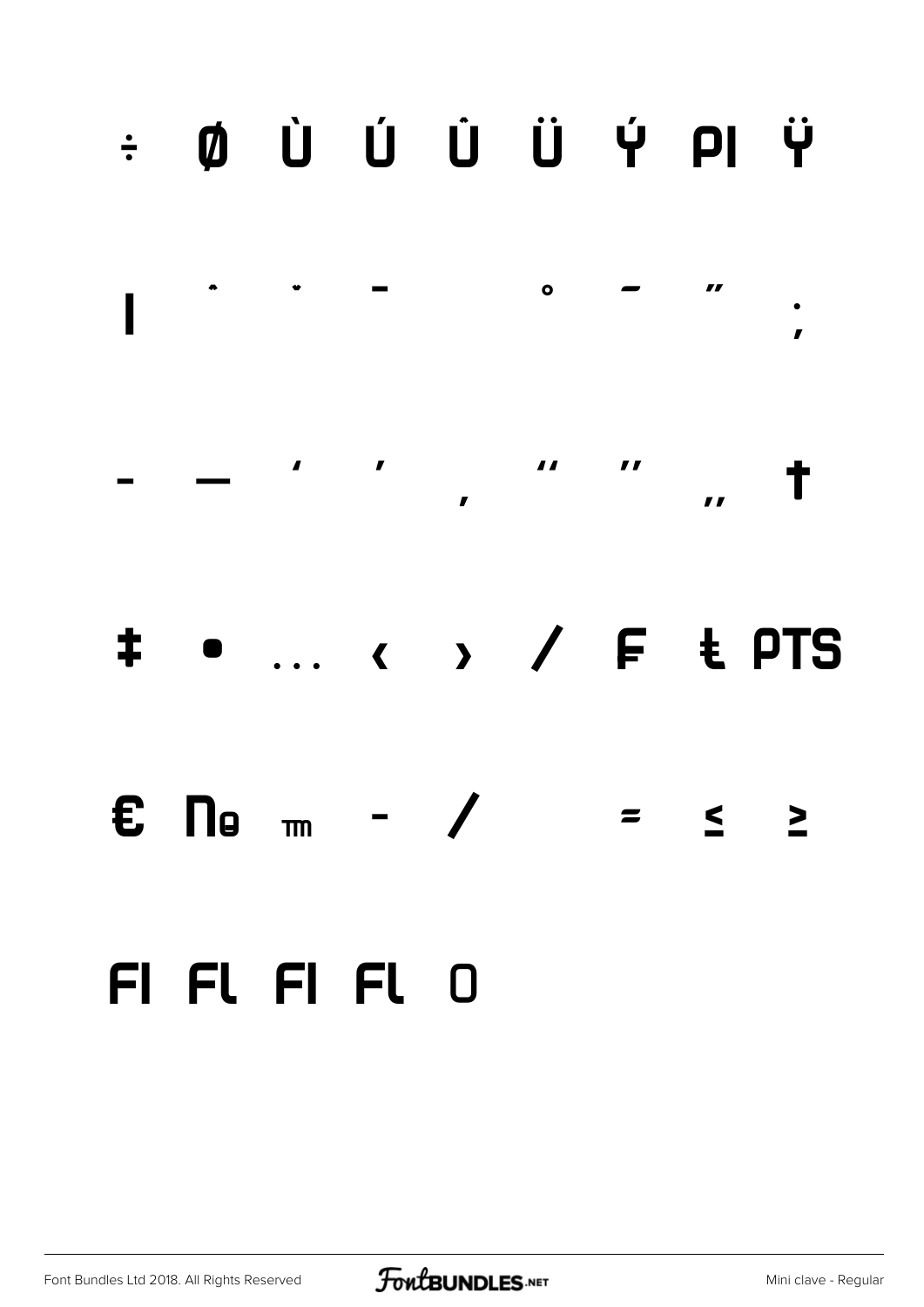÷ Ø Ù Ú Û Ü Ý Pl Ÿ

ı ˆ ˇ ¯ ˘ ˚ ˜ ˝ ;

– — ' ' ‚ " " „ †

‡ • … ‹ › ⁄ ₣ ₤ ₧

€ № ™ − ∕ ≈ ≤ ≥

ﬁ ﬂ ﬁ ﬂ 0